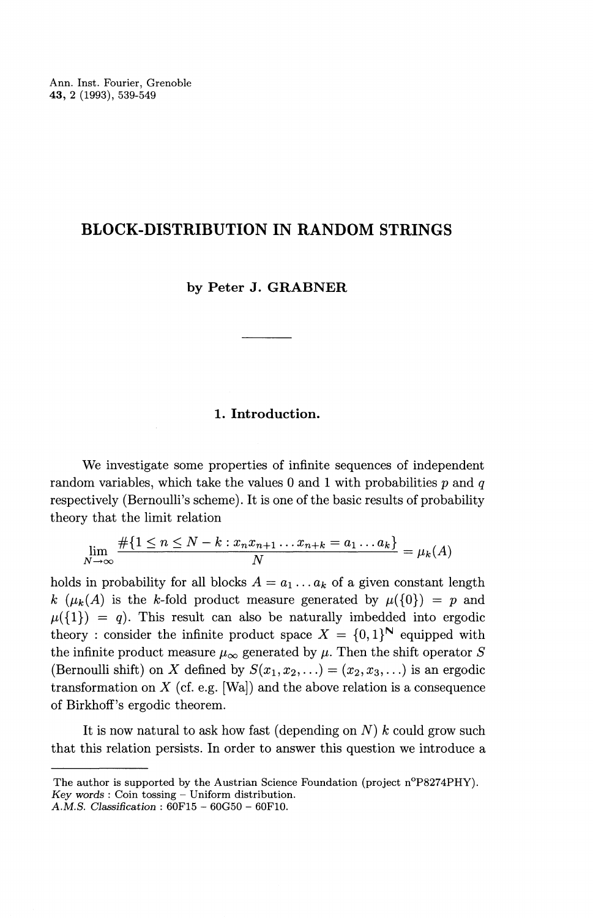# BLOCK-DISTRIBUTION IN RANDOM STRINGS

**by Peter J. GRABNER**

## 1. Introduction.

We investigate some properties of infinite sequences of independent random variables, which take the values 0 and 1 with probabilities $p$ and $q$ respectively (Bernoulli's scheme). It is one of the basic results of probability theory that the limit relation

$$\lim_{N\to\infty} \frac{\#\{1 \le n \le N-k : x_n x_{n+1} \ldots x_{n+k} = a_1 \ldots a_k\}}{N} = \mu_k(A)$$

holds in probability for all blocks $A = a_1 \ldots a_k$ of a given constant length $k$ ($\mu_k(A)$ is the $k$-fold product measure generated by $\mu(\{0\}) = p$ and $\mu(\{1\}) = q$). This result can also be naturally imbedded into ergodic theory : consider the infinite product space $X = \{0,1\}^{\mathbb{N}}$ equipped with the infinite product measure $\mu_\infty$ generated by $\mu$. Then the shift operator $S$ (Bernoulli shift) on $X$ defined by $S(x_1, x_2, \ldots) = (x_2, x_3, \ldots)$ is an ergodic transformation on $X$ (cf. e.g. [Wa]) and the above relation is a consequence of Birkhoff's ergodic theorem.

It is now natural to ask how fast (depending on $N$) $k$ could grow such that this relation persists. In order to answer this question we introduce a

---

The author is supported by the Austrian Science Foundation (project n°P8274PHY).
*Key words* : Coin tossing – Uniform distribution.
*A.M.S. Classification* : 60F15 – 60G50 – 60F10.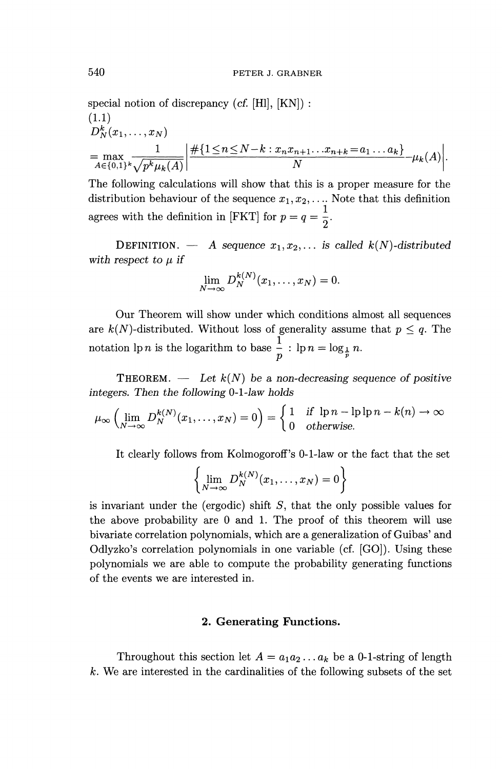special notion of discrepancy (*cf.* [Hl], [KN]) :

(1.1)

$$D_N^k(x_1,\ldots,x_N) = \max_{A\in\{0,1\}^k} \frac{1}{\sqrt{p^k\mu_k(A)}} \left| \frac{\#\{1\le n\le N-k : x_n x_{n+1}\ldots x_{n+k} = a_1\ldots a_k\}}{N} - \mu_k(A)\right|.$$

The following calculations will show that this is a proper measure for the distribution behaviour of the sequence $x_1, x_2, \ldots$. Note that this definition agrees with the definition in [FKT] for $p = q = \frac{1}{2}$.

DEFINITION. — *A sequence $x_1, x_2, \ldots$ is called $k(N)$-distributed with respect to $\mu$ if*

$$\lim_{N\to\infty} D_N^{k(N)}(x_1,\ldots,x_N) = 0.$$

Our Theorem will show under which conditions almost all sequences are $k(N)$-distributed. Without loss of generality assume that $p \le q$. The notation $\mathrm{lp}\, n$ is the logarithm to base $\frac{1}{p}$ : $\mathrm{lp}\, n = \log_{\frac{1}{p}} n$.

THEOREM. — *Let $k(N)$ be a non-decreasing sequence of positive integers. Then the following 0-1-law holds*

$$\mu_\infty\left(\lim_{N\to\infty} D_N^{k(N)}(x_1,\ldots,x_N) = 0\right) = \begin{cases} 1 & \text{if } \mathrm{lp}\, n - \mathrm{lp}\,\mathrm{lp}\, n - k(n) \to \infty \\ 0 & \text{otherwise.}\end{cases}$$

It clearly follows from Kolmogoroff's 0-1-law or the fact that the set

$$\left\{\lim_{N\to\infty} D_N^{k(N)}(x_1,\ldots,x_N) = 0\right\}$$

is invariant under the (ergodic) shift $S$, that the only possible values for the above probability are 0 and 1. The proof of this theorem will use bivariate correlation polynomials, which are a generalization of Guibas' and Odlyzko's correlation polynomials in one variable (cf. [GO]). Using these polynomials we are able to compute the probability generating functions of the events we are interested in.

## 2. Generating Functions.

Throughout this section let $A = a_1 a_2 \ldots a_k$ be a 0-1-string of length $k$. We are interested in the cardinalities of the following subsets of the set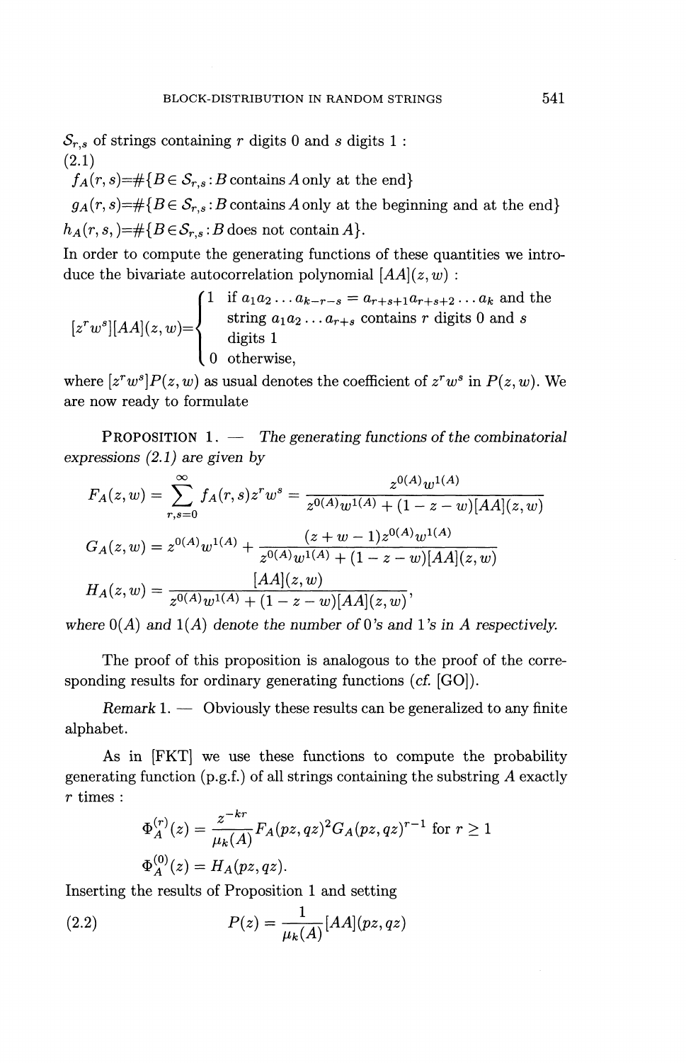$\mathcal{S}_{r,s}$ of strings containing $r$ digits 0 and $s$ digits 1 :

(2.1)

$f_A(r,s)=\#\{B\in \mathcal{S}_{r,s} : B \text{ contains } A \text{ only at the end}\}$

$g_A(r,s)=\#\{B\in \mathcal{S}_{r,s} : B \text{ contains } A \text{ only at the beginning and at the end}\}$

$h_A(r,s,)=\#\{B\in \mathcal{S}_{r,s} : B \text{ does not contain } A\}$.

In order to compute the generating functions of these quantities we introduce the bivariate autocorrelation polynomial $[AA](z,w)$ :

$$[z^r w^s][AA](z,w)=\begin{cases} 1 & \text{if } a_1 a_2 \dots a_{k-r-s} = a_{r+s+1} a_{r+s+2} \dots a_k \text{ and the string } a_1 a_2 \dots a_{r+s} \text{ contains } r \text{ digits 0 and } s \text{ digits 1} \\ 0 & \text{otherwise,} \end{cases}$$

where $[z^r w^s]P(z,w)$ as usual denotes the coefficient of $z^r w^s$ in $P(z,w)$. We are now ready to formulate

PROPOSITION 1. — *The generating functions of the combinatorial expressions (2.1) are given by*

$$F_A(z,w) = \sum_{r,s=0}^{\infty} f_A(r,s) z^r w^s = \frac{z^{0(A)} w^{1(A)}}{z^{0(A)} w^{1(A)} + (1-z-w)[AA](z,w)}$$

$$G_A(z,w) = z^{0(A)} w^{1(A)} + \frac{(z+w-1) z^{0(A)} w^{1(A)}}{z^{0(A)} w^{1(A)} + (1-z-w)[AA](z,w)}$$

$$H_A(z,w) = \frac{[AA](z,w)}{z^{0(A)} w^{1(A)} + (1-z-w)[AA](z,w)},$$

*where $0(A)$ and $1(A)$ denote the number of 0's and 1's in $A$ respectively.*

The proof of this proposition is analogous to the proof of the corresponding results for ordinary generating functions (*cf.* [GO]).

*Remark* 1. — Obviously these results can be generalized to any finite alphabet.

As in [FKT] we use these functions to compute the probability generating function (p.g.f.) of all strings containing the substring $A$ exactly $r$ times :

$$\Phi_A^{(r)}(z) = \frac{z^{-kr}}{\mu_k(A)} F_A(pz,qz)^2 G_A(pz,qz)^{r-1} \text{ for } r \geq 1$$

$$\Phi_A^{(0)}(z) = H_A(pz,qz).$$

Inserting the results of Proposition 1 and setting

$$P(z) = \frac{1}{\mu_k(A)} [AA](pz,qz) \tag{2.2}$$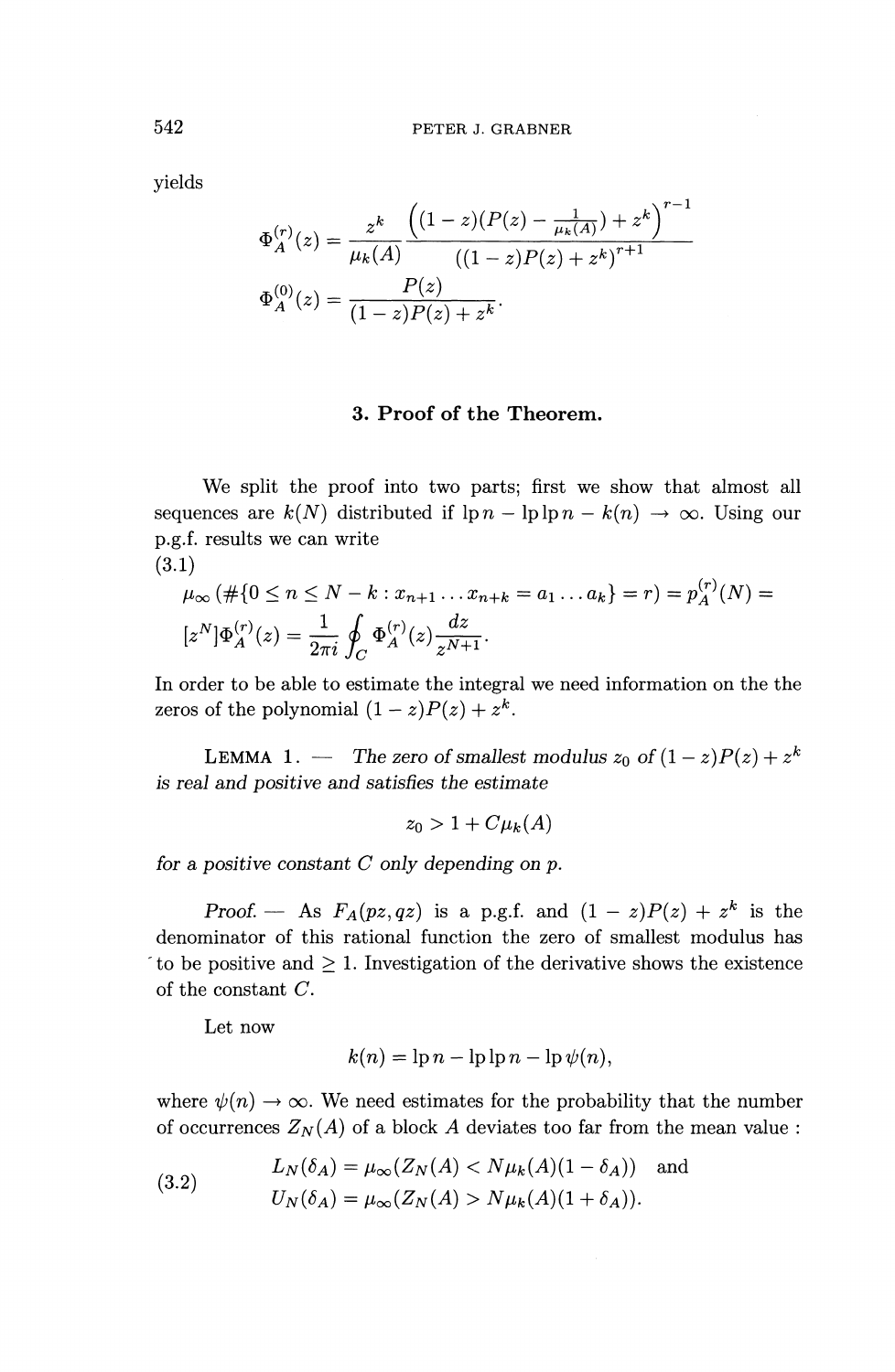yields

$$\Phi_A^{(r)}(z) = \frac{z^k}{\mu_k(A)} \frac{\left((1-z)(P(z) - \frac{1}{\mu_k(A)}) + z^k\right)^{r-1}}{((1-z)P(z) + z^k)^{r+1}}$$

$$\Phi_A^{(0)}(z) = \frac{P(z)}{(1-z)P(z) + z^k}.$$

### 3. Proof of the Theorem.

We split the proof into two parts; first we show that almost all sequences are $k(N)$ distributed if $\operatorname{lp} n - \operatorname{lp} \operatorname{lp} n - k(n) \to \infty$. Using our p.g.f. results we can write

(3.1)

$$\mu_\infty \left( \#\{0 \leq n \leq N - k : x_{n+1} \ldots x_{n+k} = a_1 \ldots a_k\} = r \right) = p_A^{(r)}(N) =$$

$$[z^N]\Phi_A^{(r)}(z) = \frac{1}{2\pi i} \oint_C \Phi_A^{(r)}(z) \frac{dz}{z^{N+1}}.$$

In order to be able to estimate the integral we need information on the the zeros of the polynomial $(1-z)P(z) + z^k$.

LEMMA 1. — *The zero of smallest modulus $z_0$ of $(1-z)P(z) + z^k$ is real and positive and satisfies the estimate*

$$z_0 > 1 + C\mu_k(A)$$

*for a positive constant $C$ only depending on $p$.*

*Proof.* — As $F_A(pz, qz)$ is a p.g.f. and $(1-z)P(z) + z^k$ is the denominator of this rational function the zero of smallest modulus has to be positive and $\geq 1$. Investigation of the derivative shows the existence of the constant $C$.

Let now

$$k(n) = \operatorname{lp} n - \operatorname{lp} \operatorname{lp} n - \operatorname{lp} \psi(n),$$

where $\psi(n) \to \infty$. We need estimates for the probability that the number of occurrences $Z_N(A)$ of a block $A$ deviates too far from the mean value :

$$\begin{aligned} L_N(\delta_A) &= \mu_\infty(Z_N(A) < N\mu_k(A)(1 - \delta_A)) \quad \text{and} \\ U_N(\delta_A) &= \mu_\infty(Z_N(A) > N\mu_k(A)(1 + \delta_A)). \end{aligned} \tag{3.2}$$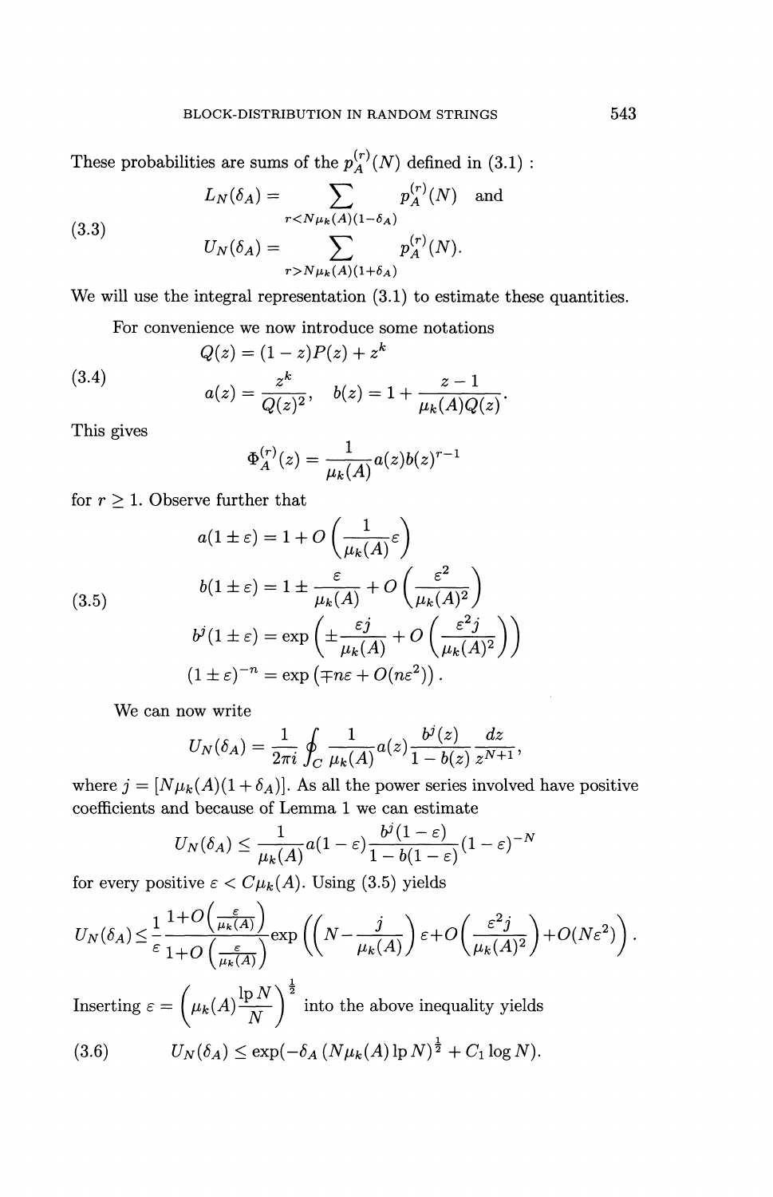These probabilities are sums of the $p_A^{(r)}(N)$ defined in (3.1) :

$$L_N(\delta_A) = \sum_{r<N\mu_k(A)(1-\delta_A)} p_A^{(r)}(N) \quad \text{and}$$
$$U_N(\delta_A) = \sum_{r>N\mu_k(A)(1+\delta_A)} p_A^{(r)}(N). \tag{3.3}$$

We will use the integral representation (3.1) to estimate these quantities.

For convenience we now introduce some notations

$$Q(z) = (1-z)P(z) + z^k$$
$$a(z) = \frac{z^k}{Q(z)^2}, \quad b(z) = 1 + \frac{z-1}{\mu_k(A)Q(z)}. \tag{3.4}$$

This gives

$$\Phi_A^{(r)}(z) = \frac{1}{\mu_k(A)} a(z) b(z)^{r-1}$$

for $r \geq 1$. Observe further that

$$a(1 \pm \varepsilon) = 1 + O\left(\frac{1}{\mu_k(A)}\varepsilon\right)$$
$$b(1 \pm \varepsilon) = 1 \pm \frac{\varepsilon}{\mu_k(A)} + O\left(\frac{\varepsilon^2}{\mu_k(A)^2}\right)$$
$$b^j(1 \pm \varepsilon) = \exp\left(\pm\frac{\varepsilon j}{\mu_k(A)} + O\left(\frac{\varepsilon^2 j}{\mu_k(A)^2}\right)\right)$$
$$(1 \pm \varepsilon)^{-n} = \exp\left(\mp n\varepsilon + O(n\varepsilon^2)\right). \tag{3.5}$$

We can now write

$$U_N(\delta_A) = \frac{1}{2\pi i} \oint_C \frac{1}{\mu_k(A)} a(z) \frac{b^j(z)}{1-b(z)} \frac{dz}{z^{N+1}},$$

where $j = [N\mu_k(A)(1+\delta_A)]$. As all the power series involved have positive coefficients and because of Lemma 1 we can estimate

$$U_N(\delta_A) \leq \frac{1}{\mu_k(A)} a(1-\varepsilon) \frac{b^j(1-\varepsilon)}{1-b(1-\varepsilon)} (1-\varepsilon)^{-N}$$

for every positive $\varepsilon < C\mu_k(A)$. Using (3.5) yields

$$U_N(\delta_A) \leq \frac{1}{\varepsilon} \frac{1+O\left(\frac{\varepsilon}{\mu_k(A)}\right)}{1+O\left(\frac{\varepsilon}{\mu_k(A)}\right)} \exp\left(\left(N - \frac{j}{\mu_k(A)}\right)\varepsilon + O\left(\frac{\varepsilon^2 j}{\mu_k(A)^2}\right) + O(N\varepsilon^2)\right).$$

Inserting $\varepsilon = \left(\mu_k(A)\frac{\operatorname{lp} N}{N}\right)^{\frac{1}{2}}$ into the above inequality yields

$$U_N(\delta_A) \leq \exp(-\delta_A \left(N\mu_k(A)\operatorname{lp} N\right)^{\frac{1}{2}} + C_1 \log N). \tag{3.6}$$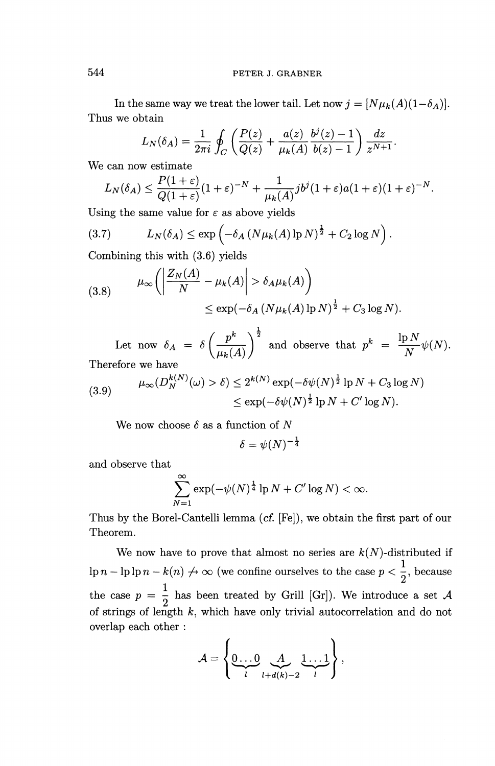In the same way we treat the lower tail. Let now $j = [N\mu_k(A)(1-\delta_A)]$. Thus we obtain

$$L_N(\delta_A) = \frac{1}{2\pi i}\oint_C \left(\frac{P(z)}{Q(z)} + \frac{a(z)}{\mu_k(A)}\frac{b^j(z)-1}{b(z)-1}\right)\frac{dz}{z^{N+1}}.$$

We can now estimate

$$L_N(\delta_A) \le \frac{P(1+\varepsilon)}{Q(1+\varepsilon)}(1+\varepsilon)^{-N} + \frac{1}{\mu_k(A)} j b^j(1+\varepsilon) a(1+\varepsilon)(1+\varepsilon)^{-N}.$$

Using the same value for $\varepsilon$ as above yields

$$L_N(\delta_A) \le \exp\left(-\delta_A\left(N\mu_k(A)\operatorname{lp} N\right)^{\frac{1}{2}} + C_2 \log N\right). \tag{3.7}$$

Combining this with (3.6) yields

$$\begin{aligned}\mu_\infty\left(\left|\frac{Z_N(A)}{N} - \mu_k(A)\right| > \delta_A \mu_k(A)\right) \\ \le \exp(-\delta_A\left(N\mu_k(A)\operatorname{lp} N\right)^{\frac{1}{2}} + C_3 \log N).\end{aligned} \tag{3.8}$$

Let now $\delta_A = \delta\left(\frac{p^k}{\mu_k(A)}\right)^{\frac{1}{2}}$ and observe that $p^k = \frac{\operatorname{lp} N}{N}\psi(N)$. Therefore we have

$$\begin{aligned}\mu_\infty(D_N^{k(N)}(\omega) > \delta) &\le 2^{k(N)}\exp(-\delta\psi(N)^{\frac{1}{2}}\operatorname{lp} N + C_3\log N) \\ &\le \exp(-\delta\psi(N)^{\frac{1}{2}}\operatorname{lp} N + C'\log N).\end{aligned} \tag{3.9}$$

We now choose $\delta$ as a function of $N$

$$\delta = \psi(N)^{-\frac{1}{4}}$$

and observe that

$$\sum_{N=1}^{\infty} \exp(-\psi(N)^{\frac{1}{4}}\operatorname{lp} N + C'\log N) < \infty.$$

Thus by the Borel-Cantelli lemma (*cf.* [Fe]), we obtain the first part of our Theorem.

We now have to prove that almost no series are $k(N)$-distributed if $\operatorname{lp} n - \operatorname{lp}\operatorname{lp} n - k(n) \not\to \infty$ (we confine ourselves to the case $p < \frac{1}{2}$, because the case $p = \frac{1}{2}$ has been treated by Grill [Gr]). We introduce a set $\mathcal{A}$ of strings of length $k$, which have only trivial autocorrelation and do not overlap each other :

$$\mathcal{A} = \left\{\underbrace{0\ldots0}_{l}\ \underbrace{A}_{l+d(k)-2}\ \underbrace{1\ldots1}_{l}\right\},$$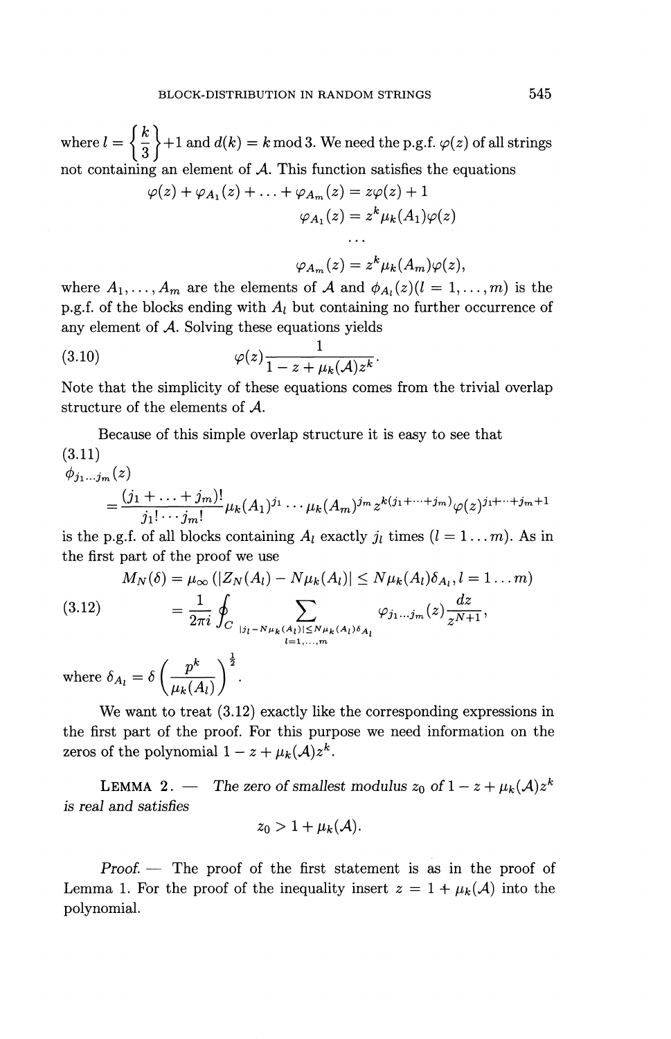where $l = \left\{ \frac{k}{3} \right\} + 1$ and $d(k) = k \bmod 3$. We need the p.g.f. $\varphi(z)$ of all strings not containing an element of $\mathcal{A}$. This function satisfies the equations

$$\varphi(z) + \varphi_{A_1}(z) + \ldots + \varphi_{A_m}(z) = z\varphi(z) + 1$$

$$\varphi_{A_1}(z) = z^k \mu_k(A_1)\varphi(z)$$

$$\ldots$$

$$\varphi_{A_m}(z) = z^k \mu_k(A_m)\varphi(z),$$

where $A_1, \ldots, A_m$ are the elements of $\mathcal{A}$ and $\phi_{A_l}(z)(l = 1, \ldots, m)$ is the p.g.f. of the blocks ending with $A_l$ but containing no further occurrence of any element of $\mathcal{A}$. Solving these equations yields

$$\varphi(z) \frac{1}{1 - z + \mu_k(\mathcal{A})z^k}. \tag{3.10}$$

Note that the simplicity of these equations comes from the trivial overlap structure of the elements of $\mathcal{A}$.

Because of this simple overlap structure it is easy to see that

(3.11)

$$\phi_{j_1 \ldots j_m}(z) = \frac{(j_1 + \ldots + j_m)!}{j_1! \cdots j_m!} \mu_k(A_1)^{j_1} \cdots \mu_k(A_m)^{j_m} z^{k(j_1 + \cdots + j_m)} \varphi(z)^{j_1 + \cdots + j_m + 1}$$

is the p.g.f. of all blocks containing $A_l$ exactly $j_l$ times $(l = 1 \ldots m)$. As in the first part of the proof we use

$$M_N(\delta) = \mu_\infty \left( |Z_N(A_l) - N\mu_k(A_l)| \leq N\mu_k(A_l)\delta_{A_l}, l = 1 \ldots m \right)$$

$$= \frac{1}{2\pi i} \oint_C \sum_{\substack{|j_l - N\mu_k(A_l)| \leq N\mu_k(A_l)\delta_{A_l} \\ l = 1, \ldots, m}} \varphi_{j_1 \ldots j_m}(z) \frac{dz}{z^{N+1}}, \tag{3.12}$$

where $\delta_{A_l} = \delta \left( \frac{p^k}{\mu_k(A_l)} \right)^{\frac{1}{2}}$.

We want to treat (3.12) exactly like the corresponding expressions in the first part of the proof. For this purpose we need information on the zeros of the polynomial $1 - z + \mu_k(\mathcal{A})z^k$.

**LEMMA 2.** — *The zero of smallest modulus $z_0$ of $1 - z + \mu_k(\mathcal{A})z^k$ is real and satisfies*

$$z_0 > 1 + \mu_k(\mathcal{A}).$$

*Proof.* — The proof of the first statement is as in the proof of Lemma 1. For the proof of the inequality insert $z = 1 + \mu_k(\mathcal{A})$ into the polynomial.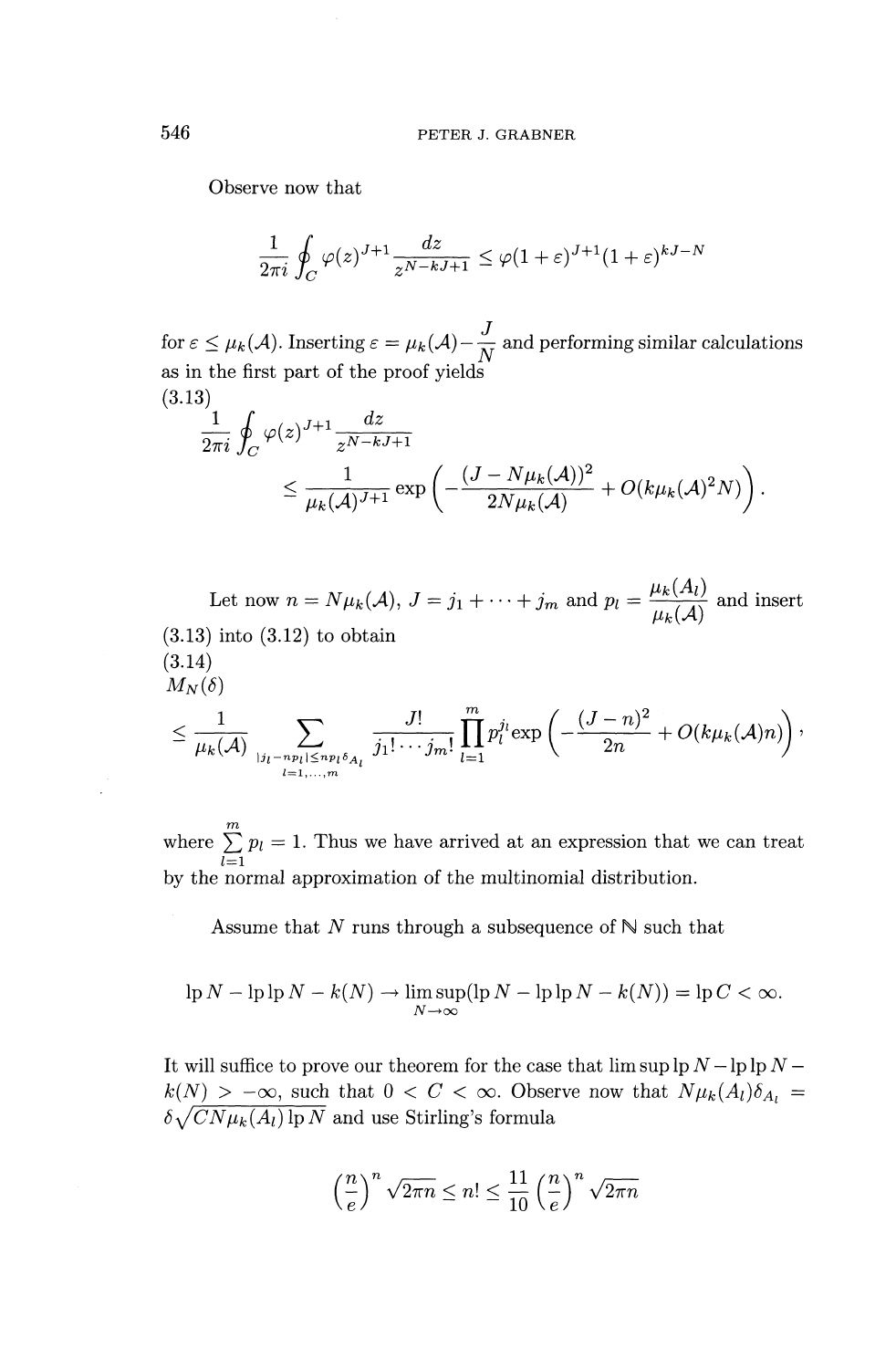Observe now that

$$\frac{1}{2\pi i}\oint_C \varphi(z)^{J+1}\frac{dz}{z^{N-kJ+1}} \leq \varphi(1+\varepsilon)^{J+1}(1+\varepsilon)^{kJ-N}$$

for $\varepsilon \leq \mu_k(\mathcal{A})$. Inserting $\varepsilon = \mu_k(\mathcal{A}) - \frac{J}{N}$ and performing similar calculations as in the first part of the proof yields

(3.13)

$$\frac{1}{2\pi i}\oint_C \varphi(z)^{J+1}\frac{dz}{z^{N-kJ+1}} \leq \frac{1}{\mu_k(\mathcal{A})^{J+1}}\exp\left(-\frac{(J-N\mu_k(\mathcal{A}))^2}{2N\mu_k(\mathcal{A})} + O(k\mu_k(\mathcal{A})^2 N)\right).$$

Let now $n = N\mu_k(\mathcal{A})$, $J = j_1 + \cdots + j_m$ and $p_l = \frac{\mu_k(A_l)}{\mu_k(\mathcal{A})}$ and insert (3.13) into (3.12) to obtain

(3.14)

$$M_N(\delta) \leq \frac{1}{\mu_k(\mathcal{A})}\sum_{\substack{|j_l - np_l| \leq np_l\delta_{A_l}\\ l=1,\ldots,m}} \frac{J!}{j_1!\cdots j_m!}\prod_{l=1}^{m} p_l^{j_l}\exp\left(-\frac{(J-n)^2}{2n} + O(k\mu_k(\mathcal{A})n)\right),$$

where $\sum_{l=1}^{m} p_l = 1$. Thus we have arrived at an expression that we can treat by the normal approximation of the multinomial distribution.

Assume that $N$ runs through a subsequence of $\mathbb{N}$ such that

$$\operatorname{lp} N - \operatorname{lp}\operatorname{lp} N - k(N) \to \limsup_{N\to\infty}(\operatorname{lp} N - \operatorname{lp}\operatorname{lp} N - k(N)) = \operatorname{lp} C < \infty.$$

It will suffice to prove our theorem for the case that $\limsup \operatorname{lp} N - \operatorname{lp}\operatorname{lp} N - k(N) > -\infty$, such that $0 < C < \infty$. Observe now that $N\mu_k(A_l)\delta_{A_l} = \delta\sqrt{CN\mu_k(A_l)\operatorname{lp} N}$ and use Stirling's formula

$$\left(\frac{n}{e}\right)^n\sqrt{2\pi n} \leq n! \leq \frac{11}{10}\left(\frac{n}{e}\right)^n\sqrt{2\pi n}$$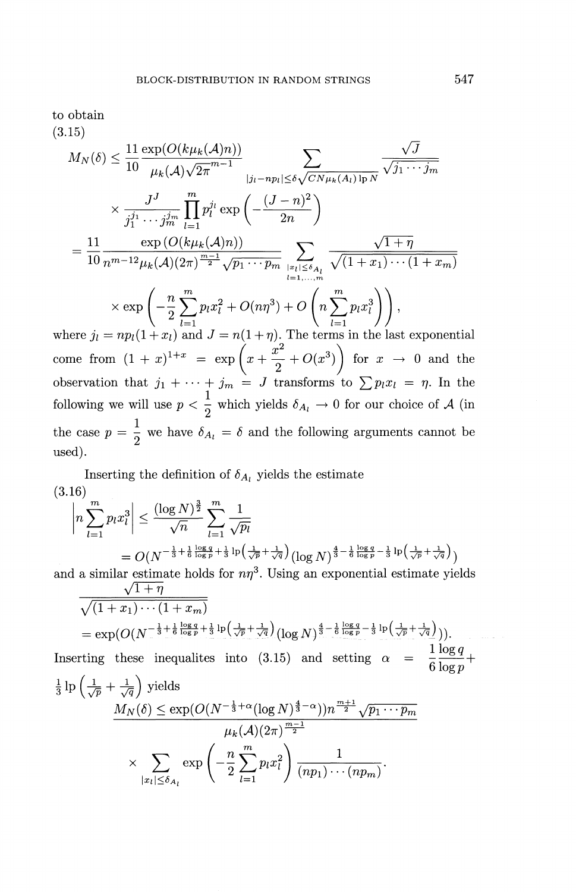to obtain

(3.15)

$$
\begin{aligned}
M_N(\delta) &\leq \frac{11}{10}\frac{\exp(O(k\mu_k(\mathcal{A})n))}{\mu_k(\mathcal{A})\sqrt{2\pi}^{m-1}} \sum_{|j_l - np_l| \leq \delta\sqrt{CN\mu_k(A_l)\,\mathrm{lp}\,N}} \frac{\sqrt{J}}{\sqrt{j_1\cdots j_m}} \\
&\quad \times \frac{J^J}{j_1^{j_1}\cdots j_m^{j_m}} \prod_{l=1}^{m} p_l^{j_l} \exp\left(-\frac{(J-n)^2}{2n}\right) \\
&= \frac{11}{10}\frac{\exp\left(O(k\mu_k(\mathcal{A})n)\right)}{n^{m-1}2\mu_k(\mathcal{A})(2\pi)^{\frac{m-1}{2}}\sqrt{p_1\cdots p_m}} \sum_{\substack{|x_l| \leq \delta_{A_l} \\ l=1,\ldots,m}} \frac{\sqrt{1+\eta}}{\sqrt{(1+x_1)\cdots(1+x_m)}} \\
&\quad \times \exp\left(-\frac{n}{2}\sum_{l=1}^{m} p_l x_l^2 + O(n\eta^3) + O\left(n\sum_{l=1}^{m} p_l x_l^3\right)\right),
\end{aligned}
$$

where $j_l = np_l(1+x_l)$ and $J = n(1+\eta)$. The terms in the last exponential come from $(1+x)^{1+x} = \exp\left(x + \frac{x^2}{2} + O(x^3)\right)$ for $x \to 0$ and the observation that $j_1 + \cdots + j_m = J$ transforms to $\sum p_l x_l = \eta$. In the following we will use $p < \frac{1}{2}$ which yields $\delta_{A_l} \to 0$ for our choice of $\mathcal{A}$ (in the case $p = \frac{1}{2}$ we have $\delta_{A_l} = \delta$ and the following arguments cannot be used).

Inserting the definition of $\delta_{A_l}$ yields the estimate

(3.16)

$$
\begin{aligned}
\left| n\sum_{l=1}^{m} p_l x_l^3 \right| &\leq \frac{(\log N)^{\frac{3}{2}}}{\sqrt{n}} \sum_{l=1}^{m} \frac{1}{\sqrt{p_l}} \\
&= O\left(N^{-\frac{1}{3}+\frac{1}{6}\frac{\log q}{\log p}+\frac{1}{3}\mathrm{lp}\left(\frac{1}{\sqrt{p}}+\frac{1}{\sqrt{q}}\right)}(\log N)^{\frac{4}{3}-\frac{1}{6}\frac{\log q}{\log p}-\frac{1}{3}\mathrm{lp}\left(\frac{1}{\sqrt{p}}+\frac{1}{\sqrt{q}}\right)}\right)
\end{aligned}
$$

and a similar estimate holds for $n\eta^3$. Using an exponential estimate yields

$$
\frac{\sqrt{1+\eta}}{\sqrt{(1+x_1)\cdots(1+x_m)}} = \exp\left(O\left(N^{-\frac{1}{3}+\frac{1}{6}\frac{\log q}{\log p}+\frac{1}{3}\mathrm{lp}\left(\frac{1}{\sqrt{p}}+\frac{1}{\sqrt{q}}\right)}(\log N)^{\frac{4}{3}-\frac{1}{6}\frac{\log q}{\log p}-\frac{1}{3}\mathrm{lp}\left(\frac{1}{\sqrt{p}}+\frac{1}{\sqrt{q}}\right)}\right)\right).
$$

Inserting these inequalites into (3.15) and setting $\alpha = \frac{1}{6}\frac{\log q}{\log p} + \frac{1}{3}\mathrm{lp}\left(\frac{1}{\sqrt{p}} + \frac{1}{\sqrt{q}}\right)$ yields

$$
\begin{aligned}
M_N(\delta) &\leq \frac{\exp(O(N^{-\frac{1}{3}+\alpha}(\log N)^{\frac{4}{3}-\alpha}))n^{\frac{m+1}{2}}\sqrt{p_1\cdots p_m}}{\mu_k(\mathcal{A})(2\pi)^{\frac{m-1}{2}}} \\
&\quad \times \sum_{|x_l| \leq \delta_{A_l}} \exp\left(-\frac{n}{2}\sum_{l=1}^{m} p_l x_l^2\right) \frac{1}{(np_1)\cdots(np_m)}.
\end{aligned}
$$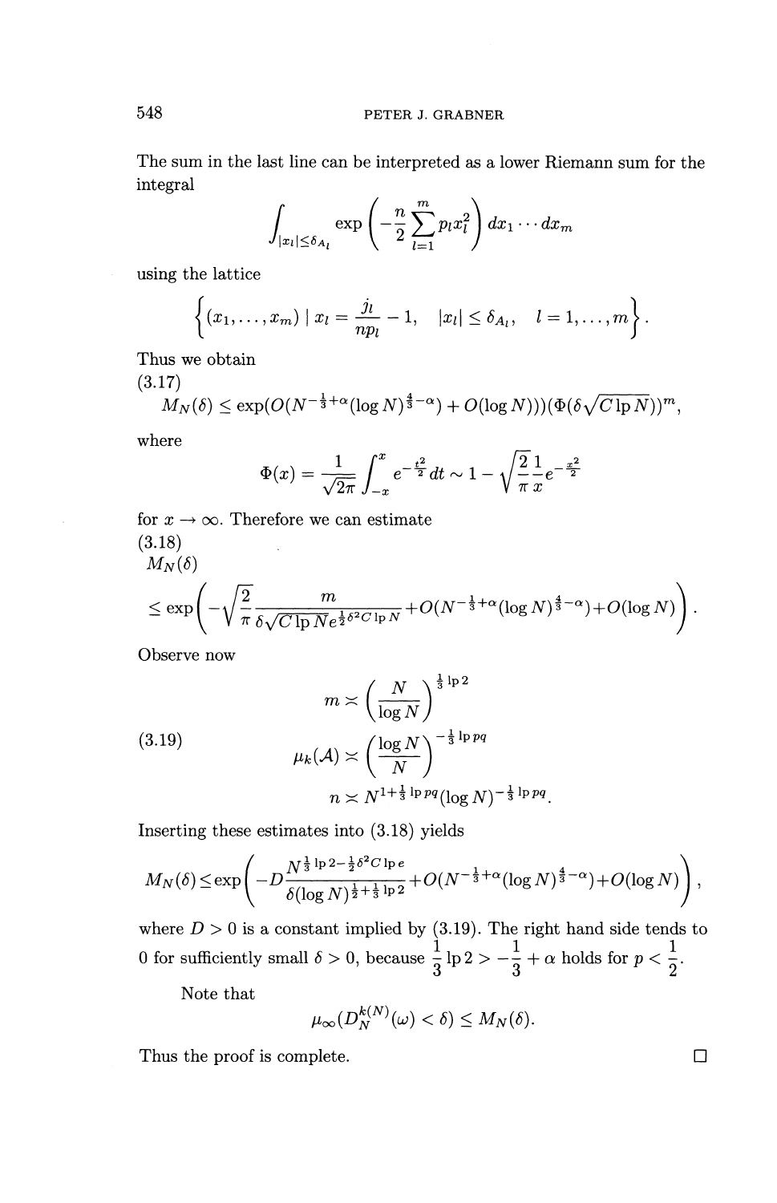The sum in the last line can be interpreted as a lower Riemann sum for the integral

$$\int_{|x_l|\le\delta_{A_l}} \exp\left(-\frac{n}{2}\sum_{l=1}^{m} p_l x_l^2\right) dx_1\cdots dx_m$$

using the lattice

$$\left\{(x_1,\ldots,x_m) \mid x_l = \frac{j_l}{np_l} - 1, \quad |x_l| \le \delta_{A_l}, \quad l = 1,\ldots,m\right\}.$$

Thus we obtain

(3.17)
$$M_N(\delta) \le \exp(O(N^{-\frac{1}{3}+\alpha}(\log N)^{\frac{4}{3}-\alpha}) + O(\log N)))(\Phi(\delta\sqrt{C\operatorname{lp} N}))^m,$$

where

$$\Phi(x) = \frac{1}{\sqrt{2\pi}}\int_{-x}^{x} e^{-\frac{t^2}{2}}\,dt \sim 1 - \sqrt{\frac{2}{\pi}}\frac{1}{x}e^{-\frac{x^2}{2}}$$

for $x \to \infty$. Therefore we can estimate

(3.18)
$$M_N(\delta) \le \exp\left(-\sqrt{\frac{2}{\pi}}\frac{m}{\delta\sqrt{C\operatorname{lp} N}e^{\frac{1}{2}\delta^2 C\operatorname{lp} N}} + O(N^{-\frac{1}{3}+\alpha}(\log N)^{\frac{4}{3}-\alpha}) + O(\log N)\right).$$

Observe now

$$(3.19)\qquad \begin{aligned} m &\asymp \left(\frac{N}{\log N}\right)^{\frac{1}{3}\operatorname{lp} 2} \\ \mu_k(\mathcal{A}) &\asymp \left(\frac{\log N}{N}\right)^{-\frac{1}{3}\operatorname{lp} pq} \\ n &\asymp N^{1+\frac{1}{3}\operatorname{lp} pq}(\log N)^{-\frac{1}{3}\operatorname{lp} pq}. \end{aligned}$$

Inserting these estimates into (3.18) yields

$$M_N(\delta) \le \exp\left(-D\frac{N^{\frac{1}{3}\operatorname{lp} 2 - \frac{1}{2}\delta^2 C\operatorname{lp} e}}{\delta(\log N)^{\frac{1}{2}+\frac{1}{3}\operatorname{lp} 2}} + O(N^{-\frac{1}{3}+\alpha}(\log N)^{\frac{4}{3}-\alpha}) + O(\log N)\right),$$

where $D > 0$ is a constant implied by (3.19). The right hand side tends to 0 for sufficiently small $\delta > 0$, because $\frac{1}{3}\operatorname{lp} 2 > -\frac{1}{3} + \alpha$ holds for $p < \frac{1}{2}$.

Note that

$$\mu_\infty(D_N^{k(N)}(\omega) < \delta) \le M_N(\delta).$$

Thus the proof is complete. $\square$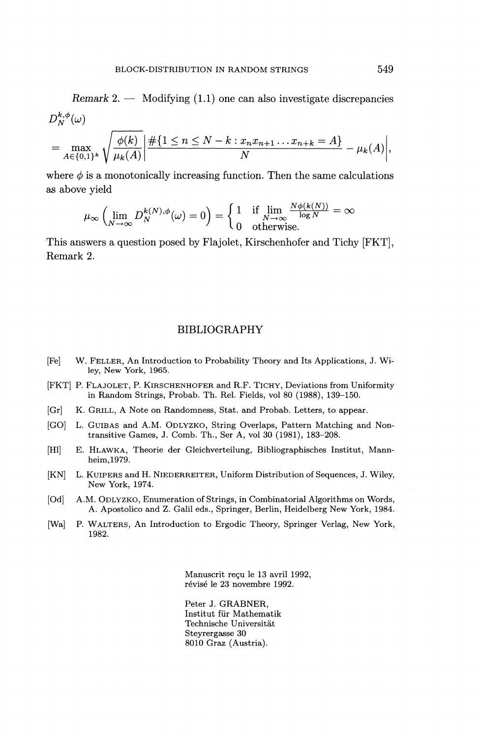*Remark 2.* — Modifying (1.1) one can also investigate discrepancies

$$D_N^{k,\phi}(\omega) = \max_{A\in\{0,1\}^k} \sqrt{\frac{\phi(k)}{\mu_k(A)}} \left| \frac{\#\{1 \le n \le N-k : x_n x_{n+1} \dots x_{n+k} = A\}}{N} - \mu_k(A) \right|,$$

where $\phi$ is a monotonically increasing function. Then the same calculations as above yield

$$\mu_\infty \left( \lim_{N\to\infty} D_N^{k(N),\phi}(\omega) = 0 \right) = \begin{cases} 1 & \text{if } \lim_{N\to\infty} \frac{N\phi(k(N))}{\log N} = \infty \\ 0 & \text{otherwise.} \end{cases}$$

This answers a question posed by Flajolet, Kirschenhofer and Tichy [FKT], Remark 2.

## BIBLIOGRAPHY

[Fe] W. Feller, An Introduction to Probability Theory and Its Applications, J. Wiley, New York, 1965.

[FKT] P. Flajolet, P. Kirschenhofer and R.F. Tichy, Deviations from Uniformity in Random Strings, Probab. Th. Rel. Fields, vol 80 (1988), 139–150.

[Gr] K. Grill, A Note on Randomness, Stat. and Probab. Letters, to appear.

[GO] L. Guibas and A.M. Odlyzko, String Overlaps, Pattern Matching and Nontransitive Games, J. Comb. Th., Ser A, vol 30 (1981), 183–208.

[Hl] E. Hlawka, Theorie der Gleichverteilung, Bibliographisches Institut, Mannheim, 1979.

[KN] L. Kuipers and H. Niederreiter, Uniform Distribution of Sequences, J. Wiley, New York, 1974.

[Od] A.M. Odlyzko, Enumeration of Strings, in Combinatorial Algorithms on Words, A. Apostolico and Z. Galil eds., Springer, Berlin, Heidelberg New York, 1984.

[Wa] P. Walters, An Introduction to Ergodic Theory, Springer Verlag, New York, 1982.

Manuscrit reçu le 13 avril 1992,
révisé le 23 novembre 1992.

Peter J. GRABNER,
Institut für Mathematik
Technische Universität
Steyrergasse 30
8010 Graz (Austria).